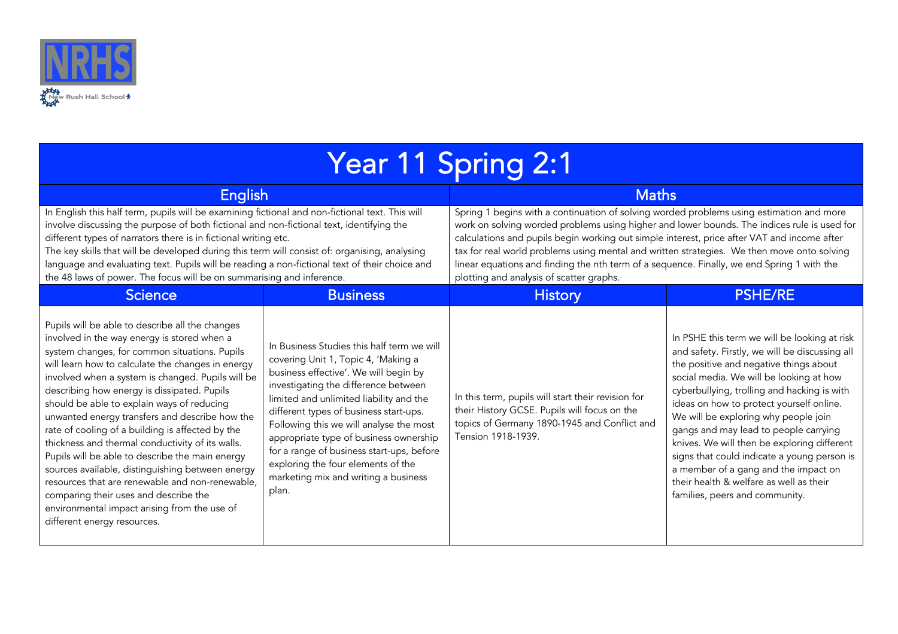NRHS

New Rush Hall School

# Year 11 Spring 2:1

## English

In English this half term, pupils will be examining fictional and non-fictional text. This will involve discussing the purpose of both fictional and non-fictional text, identifying the different types of narrators there is in fictional writing etc.

The key skills that will be developed during this term will consist of: organising, analysing language and evaluating text. Pupils will be reading a non-fictional text of their choice and the 48 laws of power. The focus will be on summarising and inference.

## Maths

Spring 1 begins with a continuation of solving worded problems using estimation and more work on solving worded problems using higher and lower bounds. The indices rule is used for calculations and pupils begin working out simple interest, price after VAT and income after tax for real world problems using mental and written strategies. We then move onto solving linear equations and finding the nth term of a sequence. Finally, we end Spring 1 with the plotting and analysis of scatter graphs.

## Science

Pupils will be able to describe all the changes involved in the way energy is stored when a system changes, for common situations. Pupils will learn how to calculate the changes in energy involved when a system is changed. Pupils will be describing how energy is dissipated. Pupils should be able to explain ways of reducing unwanted energy transfers and describe how the rate of cooling of a building is affected by the thickness and thermal conductivity of its walls. Pupils will be able to describe the main energy sources available, distinguishing between energy resources that are renewable and non-renewable, comparing their uses and describe the environmental impact arising from the use of different energy resources.

## Business

In Business Studies this half term we will covering Unit 1, Topic 4, 'Making a business effective'. We will begin by investigating the difference between limited and unlimited liability and the different types of business start-ups. Following this we will analyse the most appropriate type of business ownership for a range of business start-ups, before exploring the four elements of the marketing mix and writing a business plan.

## History

In this term, pupils will start their revision for their History GCSE. Pupils will focus on the topics of Germany 1890-1945 and Conflict and Tension 1918-1939.

## PSHE/RE

In PSHE this term we will be looking at risk and safety. Firstly, we will be discussing all the positive and negative things about social media. We will be looking at how cyberbullying, trolling and hacking is with ideas on how to protect yourself online. We will be exploring why people join gangs and may lead to people carrying knives. We will then be exploring different signs that could indicate a young person is a member of a gang and the impact on their health & welfare as well as their families, peers and community.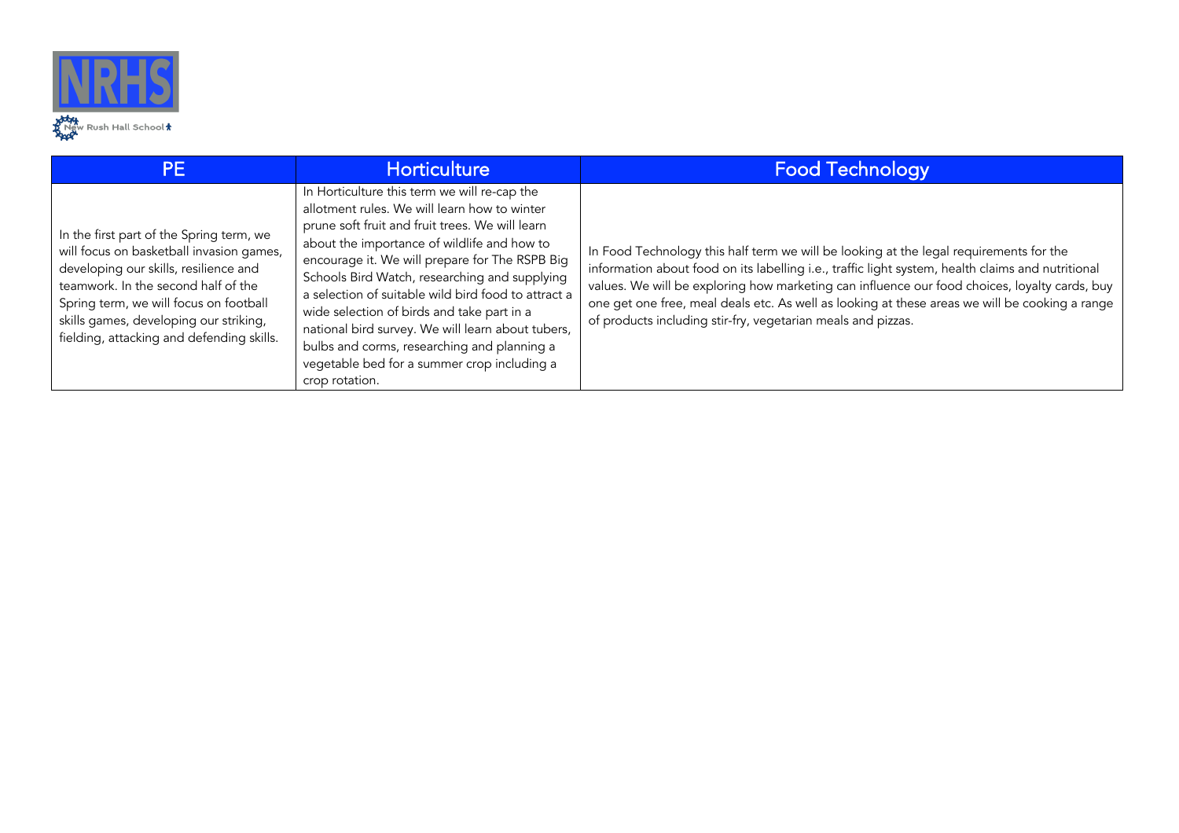| PE | Horticulture | Food Technology |
|---|---|---|
| In the first part of the Spring term, we will focus on basketball invasion games, developing our skills, resilience and teamwork. In the second half of the Spring term, we will focus on football skills games, developing our striking, fielding, attacking and defending skills. | In Horticulture this term we will re-cap the allotment rules. We will learn how to winter prune soft fruit and fruit trees. We will learn about the importance of wildlife and how to encourage it. We will prepare for The RSPB Big Schools Bird Watch, researching and supplying a selection of suitable wild bird food to attract a wide selection of birds and take part in a national bird survey. We will learn about tubers, bulbs and corms, researching and planning a vegetable bed for a summer crop including a crop rotation. | In Food Technology this half term we will be looking at the legal requirements for the information about food on its labelling i.e., traffic light system, health claims and nutritional values. We will be exploring how marketing can influence our food choices, loyalty cards, buy one get one free, meal deals etc. As well as looking at these areas we will be cooking a range of products including stir-fry, vegetarian meals and pizzas. |